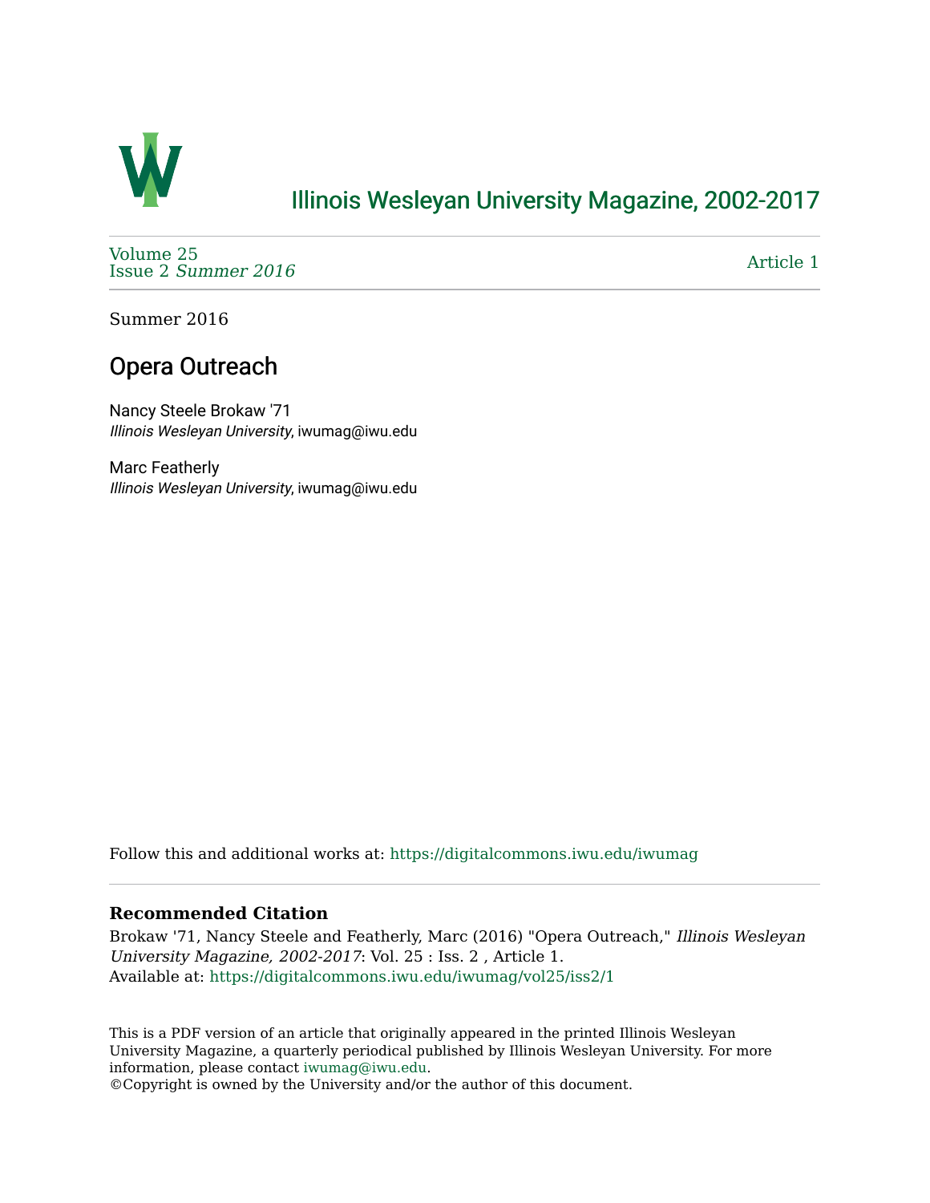# Illinois Wesleyan University Magazine, 2002-2017

Volume 25
Issue 2 *Summer 2016*

Article 1

Summer 2016

## Opera Outreach

Nancy Steele Brokaw '71
*Illinois Wesleyan University*, iwumag@iwu.edu

Marc Featherly
*Illinois Wesleyan University*, iwumag@iwu.edu

Follow this and additional works at: https://digitalcommons.iwu.edu/iwumag

### Recommended Citation

Brokaw '71, Nancy Steele and Featherly, Marc (2016) "Opera Outreach," *Illinois Wesleyan University Magazine, 2002-2017*: Vol. 25 : Iss. 2 , Article 1.
Available at: https://digitalcommons.iwu.edu/iwumag/vol25/iss2/1

This is a PDF version of an article that originally appeared in the printed Illinois Wesleyan University Magazine, a quarterly periodical published by Illinois Wesleyan University. For more information, please contact iwumag@iwu.edu.
©Copyright is owned by the University and/or the author of this document.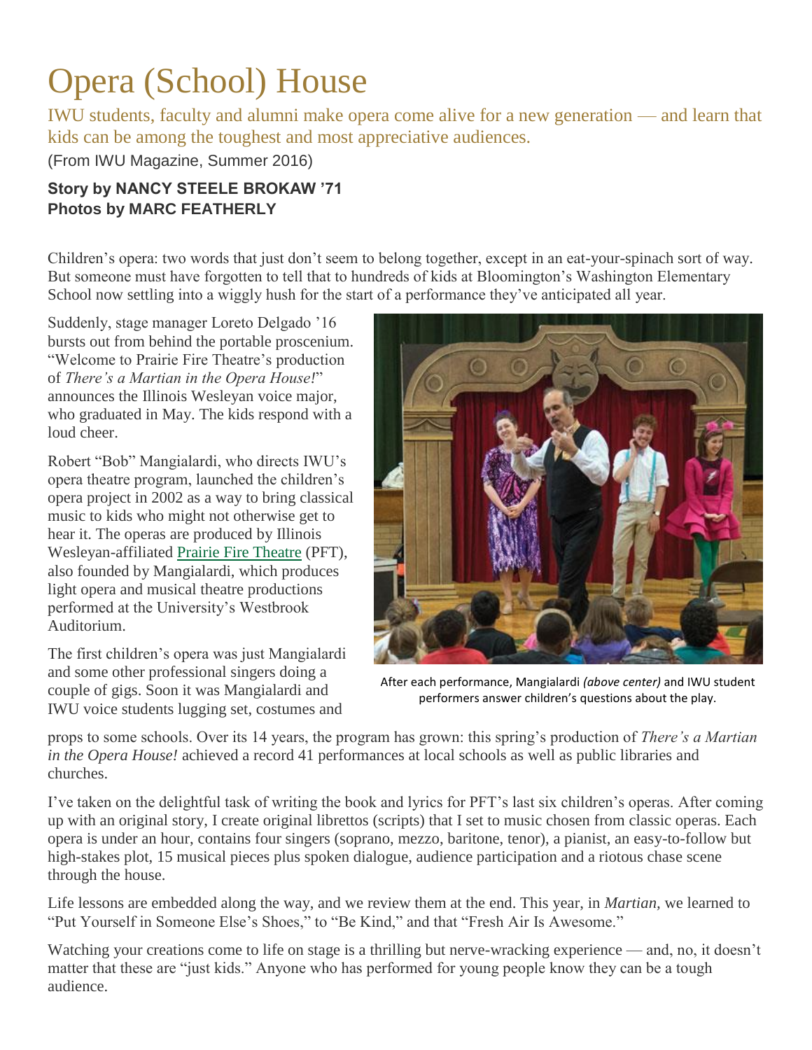# Opera (School) House

IWU students, faculty and alumni make opera come alive for a new generation — and learn that kids can be among the toughest and most appreciative audiences.

(From IWU Magazine, Summer 2016)

**Story by NANCY STEELE BROKAW '71**
**Photos by MARC FEATHERLY**

Children's opera: two words that just don't seem to belong together, except in an eat-your-spinach sort of way. But someone must have forgotten to tell that to hundreds of kids at Bloomington's Washington Elementary School now settling into a wiggly hush for the start of a performance they've anticipated all year.

Suddenly, stage manager Loreto Delgado '16 bursts out from behind the portable proscenium. "Welcome to Prairie Fire Theatre's production of *There's a Martian in the Opera House!*" announces the Illinois Wesleyan voice major, who graduated in May. The kids respond with a loud cheer.

Robert "Bob" Mangialardi, who directs IWU's opera theatre program, launched the children's opera project in 2002 as a way to bring classical music to kids who might not otherwise get to hear it. The operas are produced by Illinois Wesleyan-affiliated Prairie Fire Theatre (PFT), also founded by Mangialardi, which produces light opera and musical theatre productions performed at the University's Westbrook Auditorium.

After each performance, Mangialardi *(above center)* and IWU student performers answer children's questions about the play.

The first children's opera was just Mangialardi and some other professional singers doing a couple of gigs. Soon it was Mangialardi and IWU voice students lugging set, costumes and props to some schools. Over its 14 years, the program has grown: this spring's production of *There's a Martian in the Opera House!* achieved a record 41 performances at local schools as well as public libraries and churches.

I've taken on the delightful task of writing the book and lyrics for PFT's last six children's operas. After coming up with an original story, I create original librettos (scripts) that I set to music chosen from classic operas. Each opera is under an hour, contains four singers (soprano, mezzo, baritone, tenor), a pianist, an easy-to-follow but high-stakes plot, 15 musical pieces plus spoken dialogue, audience participation and a riotous chase scene through the house.

Life lessons are embedded along the way, and we review them at the end. This year, in *Martian,* we learned to "Put Yourself in Someone Else's Shoes," to "Be Kind," and that "Fresh Air Is Awesome."

Watching your creations come to life on stage is a thrilling but nerve-wracking experience — and, no, it doesn't matter that these are "just kids." Anyone who has performed for young people know they can be a tough audience.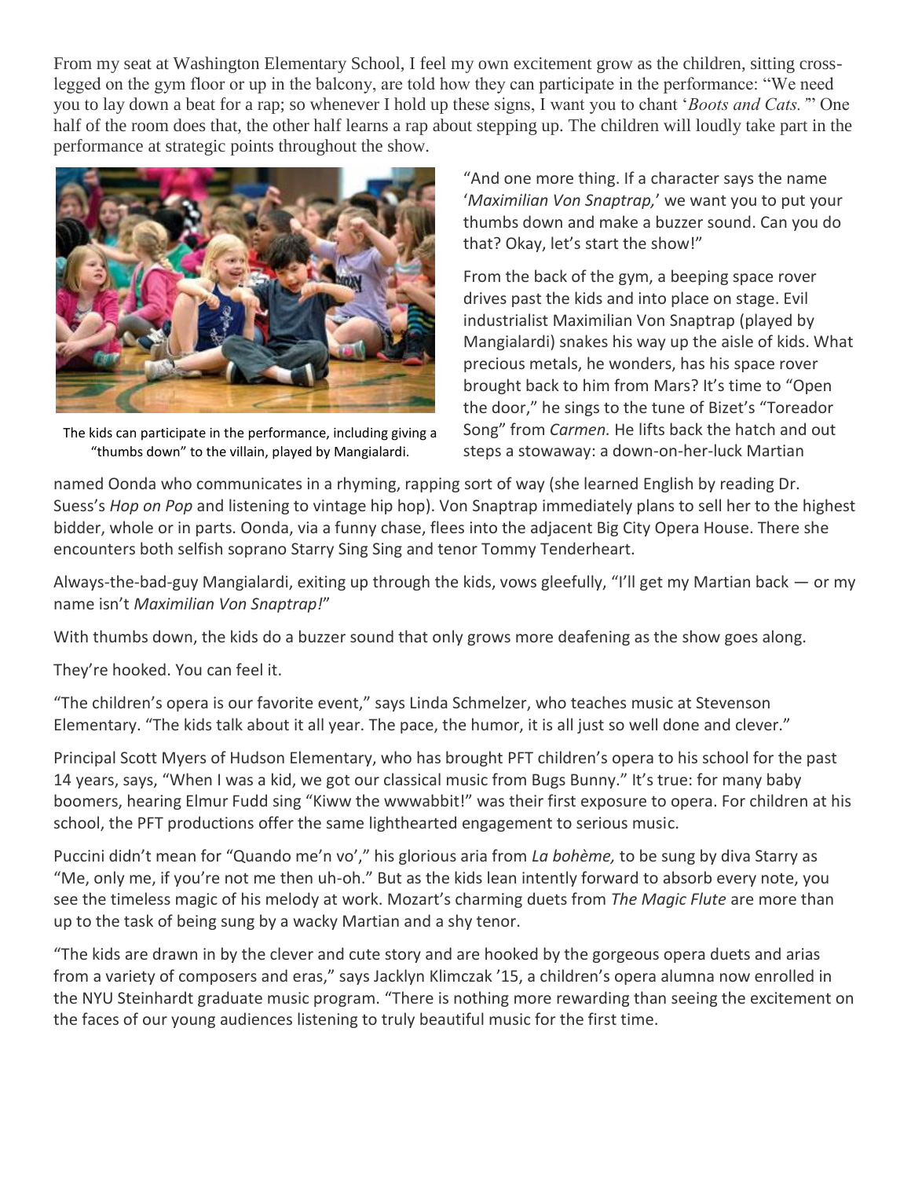From my seat at Washington Elementary School, I feel my own excitement grow as the children, sitting cross-legged on the gym floor or up in the balcony, are told how they can participate in the performance: "We need you to lay down a beat for a rap; so whenever I hold up these signs, I want you to chant '*Boots and Cats.*'" One half of the room does that, the other half learns a rap about stepping up. The children will loudly take part in the performance at strategic points throughout the show.

The kids can participate in the performance, including giving a "thumbs down" to the villain, played by Mangialardi.

"And one more thing. If a character says the name '*Maximilian Von Snaptrap,*' we want you to put your thumbs down and make a buzzer sound. Can you do that? Okay, let's start the show!"

From the back of the gym, a beeping space rover drives past the kids and into place on stage. Evil industrialist Maximilian Von Snaptrap (played by Mangialardi) snakes his way up the aisle of kids. What precious metals, he wonders, has his space rover brought back to him from Mars? It's time to "Open the door," he sings to the tune of Bizet's "Toreador Song" from *Carmen.* He lifts back the hatch and out steps a stowaway: a down-on-her-luck Martian named Oonda who communicates in a rhyming, rapping sort of way (she learned English by reading Dr. Suess's *Hop on Pop* and listening to vintage hip hop). Von Snaptrap immediately plans to sell her to the highest bidder, whole or in parts. Oonda, via a funny chase, flees into the adjacent Big City Opera House. There she encounters both selfish soprano Starry Sing Sing and tenor Tommy Tenderheart.

Always-the-bad-guy Mangialardi, exiting up through the kids, vows gleefully, "I'll get my Martian back — or my name isn't *Maximilian Von Snaptrap!*"

With thumbs down, the kids do a buzzer sound that only grows more deafening as the show goes along.

They're hooked. You can feel it.

"The children's opera is our favorite event," says Linda Schmelzer, who teaches music at Stevenson Elementary. "The kids talk about it all year. The pace, the humor, it is all just so well done and clever."

Principal Scott Myers of Hudson Elementary, who has brought PFT children's opera to his school for the past 14 years, says, "When I was a kid, we got our classical music from Bugs Bunny." It's true: for many baby boomers, hearing Elmur Fudd sing "Kiww the wwwabbit!" was their first exposure to opera. For children at his school, the PFT productions offer the same lighthearted engagement to serious music.

Puccini didn't mean for "Quando me'n vo'," his glorious aria from *La bohème,* to be sung by diva Starry as "Me, only me, if you're not me then uh-oh." But as the kids lean intently forward to absorb every note, you see the timeless magic of his melody at work. Mozart's charming duets from *The Magic Flute* are more than up to the task of being sung by a wacky Martian and a shy tenor.

"The kids are drawn in by the clever and cute story and are hooked by the gorgeous opera duets and arias from a variety of composers and eras," says Jacklyn Klimczak '15, a children's opera alumna now enrolled in the NYU Steinhardt graduate music program. "There is nothing more rewarding than seeing the excitement on the faces of our young audiences listening to truly beautiful music for the first time.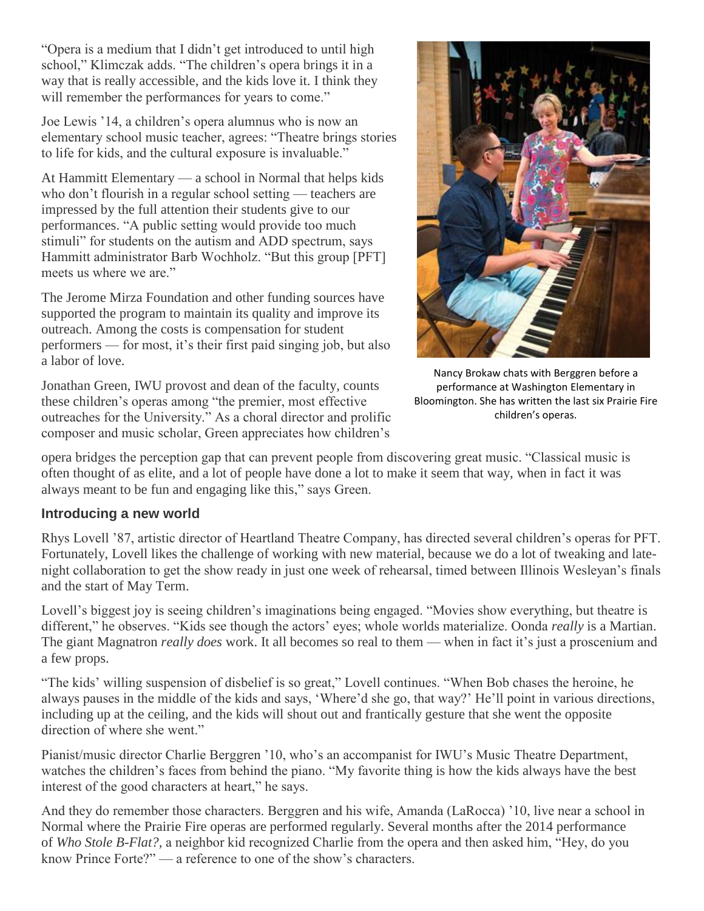"Opera is a medium that I didn't get introduced to until high school," Klimczak adds. "The children's opera brings it in a way that is really accessible, and the kids love it. I think they will remember the performances for years to come."

Joe Lewis '14, a children's opera alumnus who is now an elementary school music teacher, agrees: "Theatre brings stories to life for kids, and the cultural exposure is invaluable."

At Hammitt Elementary — a school in Normal that helps kids who don't flourish in a regular school setting — teachers are impressed by the full attention their students give to our performances. "A public setting would provide too much stimuli" for students on the autism and ADD spectrum, says Hammitt administrator Barb Wochholz. "But this group [PFT] meets us where we are."

The Jerome Mirza Foundation and other funding sources have supported the program to maintain its quality and improve its outreach. Among the costs is compensation for student performers — for most, it's their first paid singing job, but also a labor of love.

Jonathan Green, IWU provost and dean of the faculty, counts these children's operas among "the premier, most effective outreaches for the University." As a choral director and prolific composer and music scholar, Green appreciates how children's opera bridges the perception gap that can prevent people from discovering great music. "Classical music is often thought of as elite, and a lot of people have done a lot to make it seem that way, when in fact it was always meant to be fun and engaging like this," says Green.

Nancy Brokaw chats with Berggren before a performance at Washington Elementary in Bloomington. She has written the last six Prairie Fire children's operas.

### Introducing a new world

Rhys Lovell '87, artistic director of Heartland Theatre Company, has directed several children's operas for PFT. Fortunately, Lovell likes the challenge of working with new material, because we do a lot of tweaking and late-night collaboration to get the show ready in just one week of rehearsal, timed between Illinois Wesleyan's finals and the start of May Term.

Lovell's biggest joy is seeing children's imaginations being engaged. "Movies show everything, but theatre is different," he observes. "Kids see though the actors' eyes; whole worlds materialize. Oonda *really* is a Martian. The giant Magnatron *really does* work. It all becomes so real to them — when in fact it's just a proscenium and a few props.

"The kids' willing suspension of disbelief is so great," Lovell continues. "When Bob chases the heroine, he always pauses in the middle of the kids and says, 'Where'd she go, that way?' He'll point in various directions, including up at the ceiling, and the kids will shout out and frantically gesture that she went the opposite direction of where she went."

Pianist/music director Charlie Berggren '10, who's an accompanist for IWU's Music Theatre Department, watches the children's faces from behind the piano. "My favorite thing is how the kids always have the best interest of the good characters at heart," he says.

And they do remember those characters. Berggren and his wife, Amanda (LaRocca) '10, live near a school in Normal where the Prairie Fire operas are performed regularly. Several months after the 2014 performance of *Who Stole B-Flat?,* a neighbor kid recognized Charlie from the opera and then asked him, "Hey, do you know Prince Forte?" — a reference to one of the show's characters.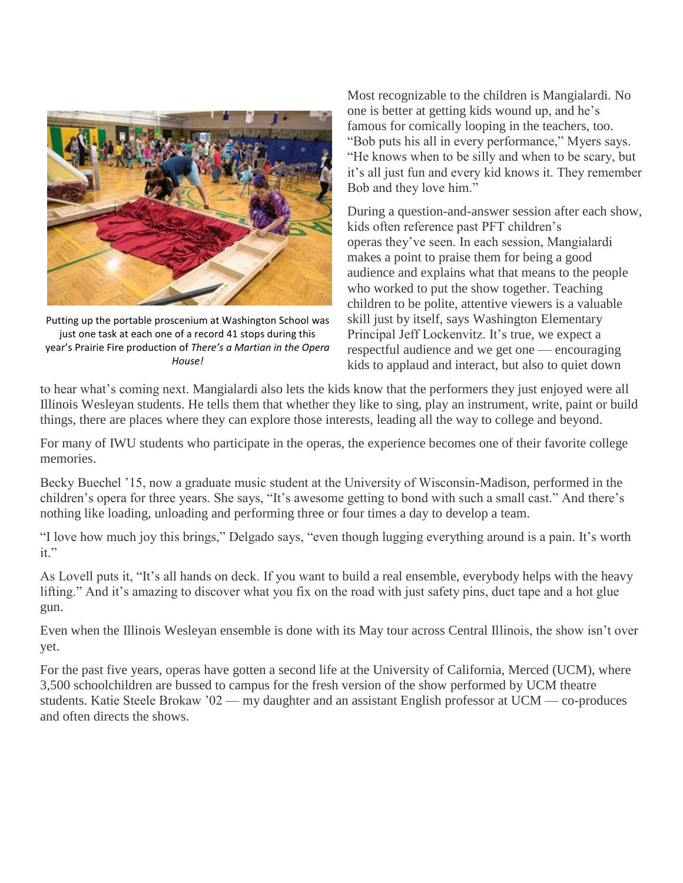Putting up the portable proscenium at Washington School was just one task at each one of a record 41 stops during this year's Prairie Fire production of *There's a Martian in the Opera House!*

Most recognizable to the children is Mangialardi. No one is better at getting kids wound up, and he's famous for comically looping in the teachers, too. "Bob puts his all in every performance," Myers says. "He knows when to be silly and when to be scary, but it's all just fun and every kid knows it. They remember Bob and they love him."

During a question-and-answer session after each show, kids often reference past PFT children's operas they've seen. In each session, Mangialardi makes a point to praise them for being a good audience and explains what that means to the people who worked to put the show together. Teaching children to be polite, attentive viewers is a valuable skill just by itself, says Washington Elementary Principal Jeff Lockenvitz. It's true, we expect a respectful audience and we get one — encouraging kids to applaud and interact, but also to quiet down to hear what's coming next. Mangialardi also lets the kids know that the performers they just enjoyed were all Illinois Wesleyan students. He tells them that whether they like to sing, play an instrument, write, paint or build things, there are places where they can explore those interests, leading all the way to college and beyond.

For many of IWU students who participate in the operas, the experience becomes one of their favorite college memories.

Becky Buechel '15, now a graduate music student at the University of Wisconsin-Madison, performed in the children's opera for three years. She says, "It's awesome getting to bond with such a small cast." And there's nothing like loading, unloading and performing three or four times a day to develop a team.

"I love how much joy this brings," Delgado says, "even though lugging everything around is a pain. It's worth it."

As Lovell puts it, "It's all hands on deck. If you want to build a real ensemble, everybody helps with the heavy lifting." And it's amazing to discover what you fix on the road with just safety pins, duct tape and a hot glue gun.

Even when the Illinois Wesleyan ensemble is done with its May tour across Central Illinois, the show isn't over yet.

For the past five years, operas have gotten a second life at the University of California, Merced (UCM), where 3,500 schoolchildren are bussed to campus for the fresh version of the show performed by UCM theatre students. Katie Steele Brokaw '02 — my daughter and an assistant English professor at UCM — co-produces and often directs the shows.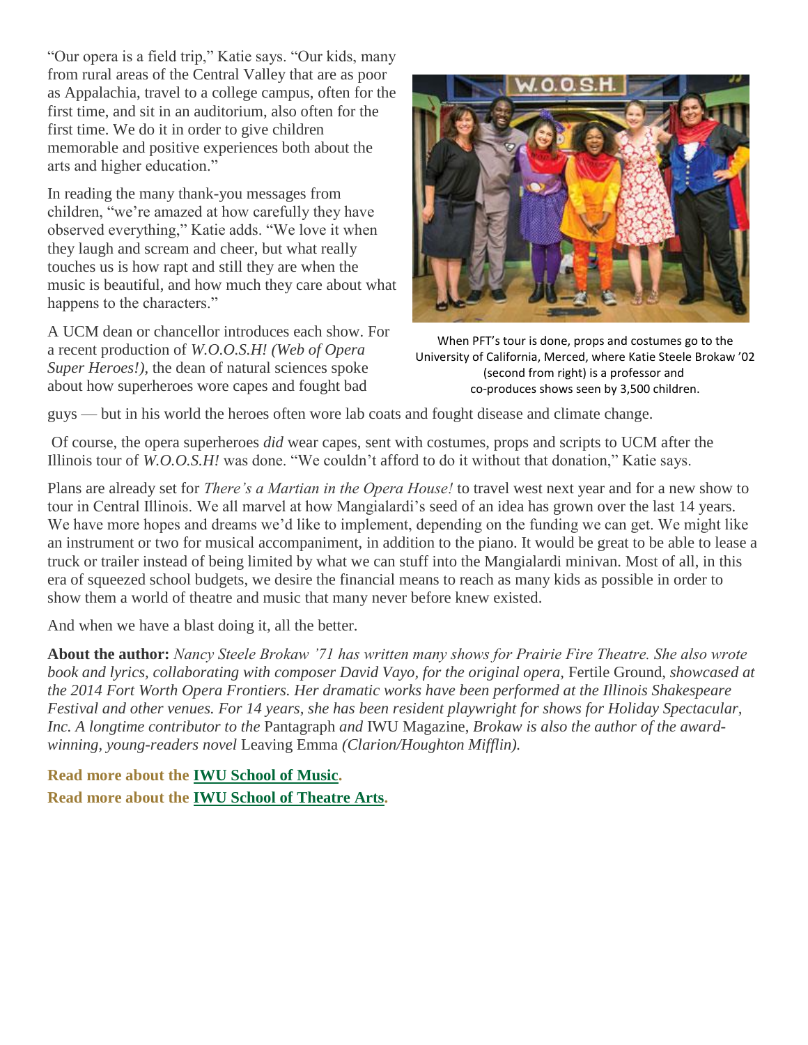"Our opera is a field trip," Katie says. "Our kids, many from rural areas of the Central Valley that are as poor as Appalachia, travel to a college campus, often for the first time, and sit in an auditorium, also often for the first time. We do it in order to give children memorable and positive experiences both about the arts and higher education."

In reading the many thank-you messages from children, "we're amazed at how carefully they have observed everything," Katie adds. "We love it when they laugh and scream and cheer, but what really touches us is how rapt and still they are when the music is beautiful, and how much they care about what happens to the characters."

A UCM dean or chancellor introduces each show. For a recent production of *W.O.O.S.H! (Web of Opera Super Heroes!)*, the dean of natural sciences spoke about how superheroes wore capes and fought bad guys — but in his world the heroes often wore lab coats and fought disease and climate change.

When PFT's tour is done, props and costumes go to the University of California, Merced, where Katie Steele Brokaw '02 (second from right) is a professor and co-produces shows seen by 3,500 children.

Of course, the opera superheroes *did* wear capes, sent with costumes, props and scripts to UCM after the Illinois tour of *W.O.O.S.H!* was done. "We couldn't afford to do it without that donation," Katie says.

Plans are already set for *There's a Martian in the Opera House!* to travel west next year and for a new show to tour in Central Illinois. We all marvel at how Mangialardi's seed of an idea has grown over the last 14 years. We have more hopes and dreams we'd like to implement, depending on the funding we can get. We might like an instrument or two for musical accompaniment, in addition to the piano. It would be great to be able to lease a truck or trailer instead of being limited by what we can stuff into the Mangialardi minivan. Most of all, in this era of squeezed school budgets, we desire the financial means to reach as many kids as possible in order to show them a world of theatre and music that many never before knew existed.

And when we have a blast doing it, all the better.

**About the author:** *Nancy Steele Brokaw '71 has written many shows for Prairie Fire Theatre. She also wrote book and lyrics, collaborating with composer David Vayo, for the original opera,* Fertile Ground, *showcased at the 2014 Fort Worth Opera Frontiers. Her dramatic works have been performed at the Illinois Shakespeare Festival and other venues. For 14 years, she has been resident playwright for shows for Holiday Spectacular, Inc. A longtime contributor to the* Pantagraph *and* IWU Magazine, *Brokaw is also the author of the award-winning, young-readers novel* Leaving Emma *(Clarion/Houghton Mifflin).*

**Read more about the IWU School of Music.**
**Read more about the IWU School of Theatre Arts.**